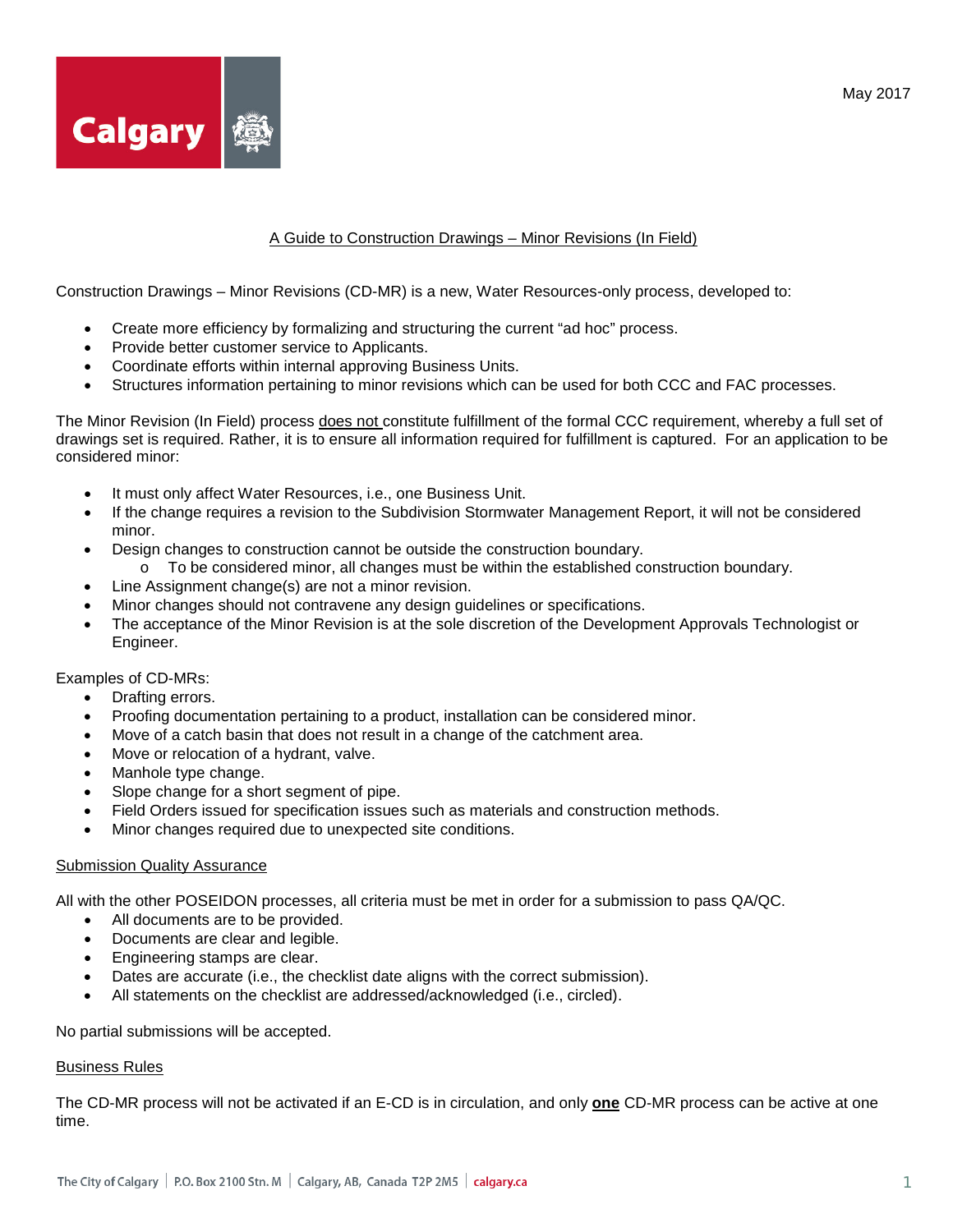May 2017

# A Guide to Construction Drawings – Minor Revisions (In Field)

Construction Drawings – Minor Revisions (CD-MR) is a new, Water Resources-only process, developed to:

- Create more efficiency by formalizing and structuring the current "ad hoc" process.
- Provide better customer service to Applicants.
- Coordinate efforts within internal approving Business Units.
- Structures information pertaining to minor revisions which can be used for both CCC and FAC processes.

The Minor Revision (In Field) process <u>does not</u> constitute fulfillment of the formal CCC requirement, whereby a full set of drawings set is required. Rather, it is to ensure all information required for fulfillment is captured. For an application to be considered minor:

- It must only affect Water Resources, i.e., one Business Unit.
- If the change requires a revision to the Subdivision Stormwater Management Report, it will not be considered minor.
- Design changes to construction cannot be outside the construction boundary.
  - To be considered minor, all changes must be within the established construction boundary.
- Line Assignment change(s) are not a minor revision.
- Minor changes should not contravene any design guidelines or specifications.
- The acceptance of the Minor Revision is at the sole discretion of the Development Approvals Technologist or Engineer.

Examples of CD-MRs:

- Drafting errors.
- Proofing documentation pertaining to a product, installation can be considered minor.
- Move of a catch basin that does not result in a change of the catchment area.
- Move or relocation of a hydrant, valve.
- Manhole type change.
- Slope change for a short segment of pipe.
- Field Orders issued for specification issues such as materials and construction methods.
- Minor changes required due to unexpected site conditions.

## Submission Quality Assurance

All with the other POSEIDON processes, all criteria must be met in order for a submission to pass QA/QC.

- All documents are to be provided.
- Documents are clear and legible.
- Engineering stamps are clear.
- Dates are accurate (i.e., the checklist date aligns with the correct submission).
- All statements on the checklist are addressed/acknowledged (i.e., circled).

No partial submissions will be accepted.

## Business Rules

The CD-MR process will not be activated if an E-CD is in circulation, and only <u>**one**</u> CD-MR process can be active at one time.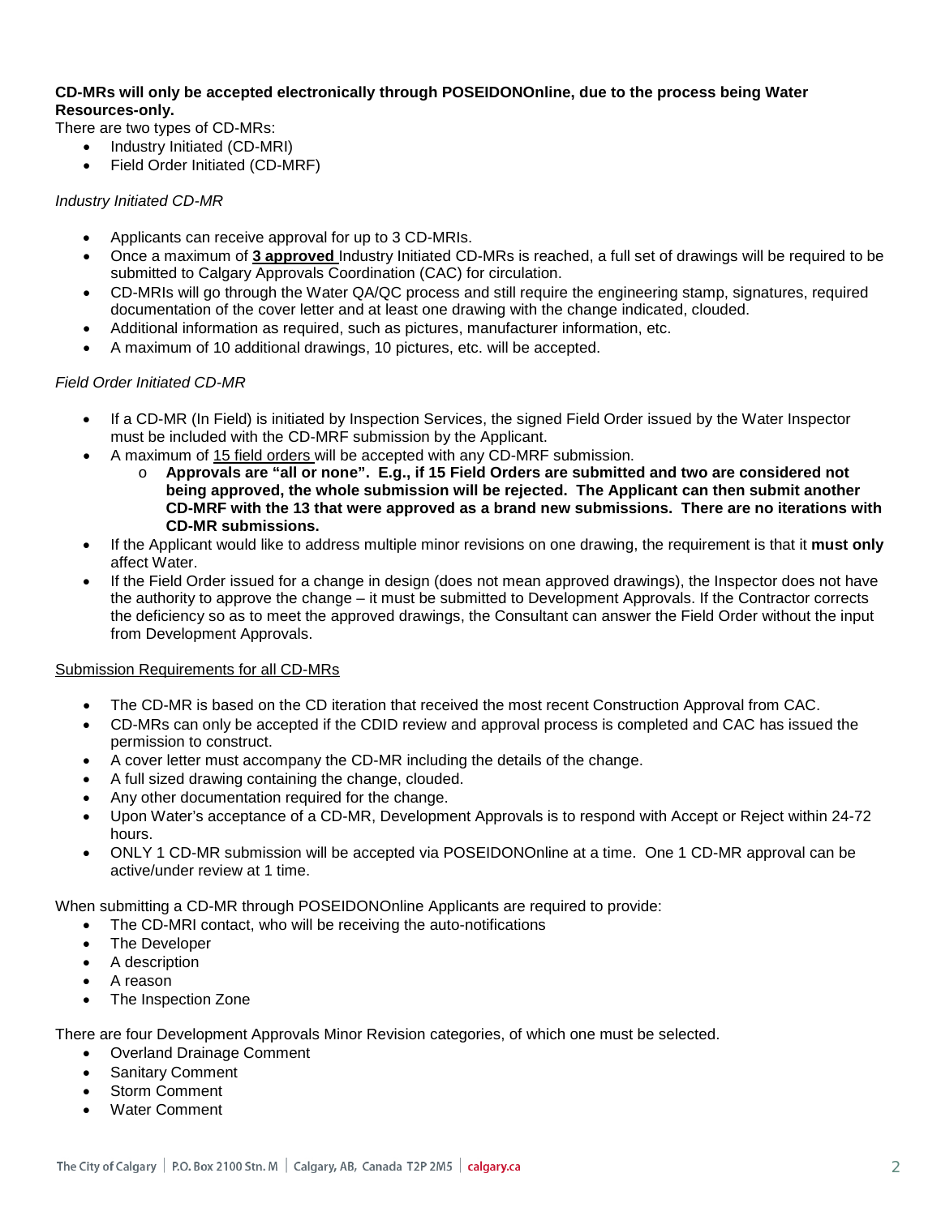**CD-MRs will only be accepted electronically through POSEIDONOnline, due to the process being Water Resources-only.**

There are two types of CD-MRs:

- Industry Initiated (CD-MRI)
- Field Order Initiated (CD-MRF)

*Industry Initiated CD-MR*

- Applicants can receive approval for up to 3 CD-MRIs.
- Once a maximum of **3 approved** Industry Initiated CD-MRs is reached, a full set of drawings will be required to be submitted to Calgary Approvals Coordination (CAC) for circulation.
- CD-MRIs will go through the Water QA/QC process and still require the engineering stamp, signatures, required documentation of the cover letter and at least one drawing with the change indicated, clouded.
- Additional information as required, such as pictures, manufacturer information, etc.
- A maximum of 10 additional drawings, 10 pictures, etc. will be accepted.

*Field Order Initiated CD-MR*

- If a CD-MR (In Field) is initiated by Inspection Services, the signed Field Order issued by the Water Inspector must be included with the CD-MRF submission by the Applicant.
- A maximum of 15 field orders will be accepted with any CD-MRF submission.
  - **Approvals are "all or none". E.g., if 15 Field Orders are submitted and two are considered not being approved, the whole submission will be rejected. The Applicant can then submit another CD-MRF with the 13 that were approved as a brand new submissions. There are no iterations with CD-MR submissions.**
- If the Applicant would like to address multiple minor revisions on one drawing, the requirement is that it **must only** affect Water.
- If the Field Order issued for a change in design (does not mean approved drawings), the Inspector does not have the authority to approve the change – it must be submitted to Development Approvals. If the Contractor corrects the deficiency so as to meet the approved drawings, the Consultant can answer the Field Order without the input from Development Approvals.

Submission Requirements for all CD-MRs

- The CD-MR is based on the CD iteration that received the most recent Construction Approval from CAC.
- CD-MRs can only be accepted if the CDID review and approval process is completed and CAC has issued the permission to construct.
- A cover letter must accompany the CD-MR including the details of the change.
- A full sized drawing containing the change, clouded.
- Any other documentation required for the change.
- Upon Water's acceptance of a CD-MR, Development Approvals is to respond with Accept or Reject within 24-72 hours.
- ONLY 1 CD-MR submission will be accepted via POSEIDONOnline at a time. One 1 CD-MR approval can be active/under review at 1 time.

When submitting a CD-MR through POSEIDONOnline Applicants are required to provide:

- The CD-MRI contact, who will be receiving the auto-notifications
- The Developer
- A description
- A reason
- The Inspection Zone

There are four Development Approvals Minor Revision categories, of which one must be selected.

- Overland Drainage Comment
- Sanitary Comment
- Storm Comment
- Water Comment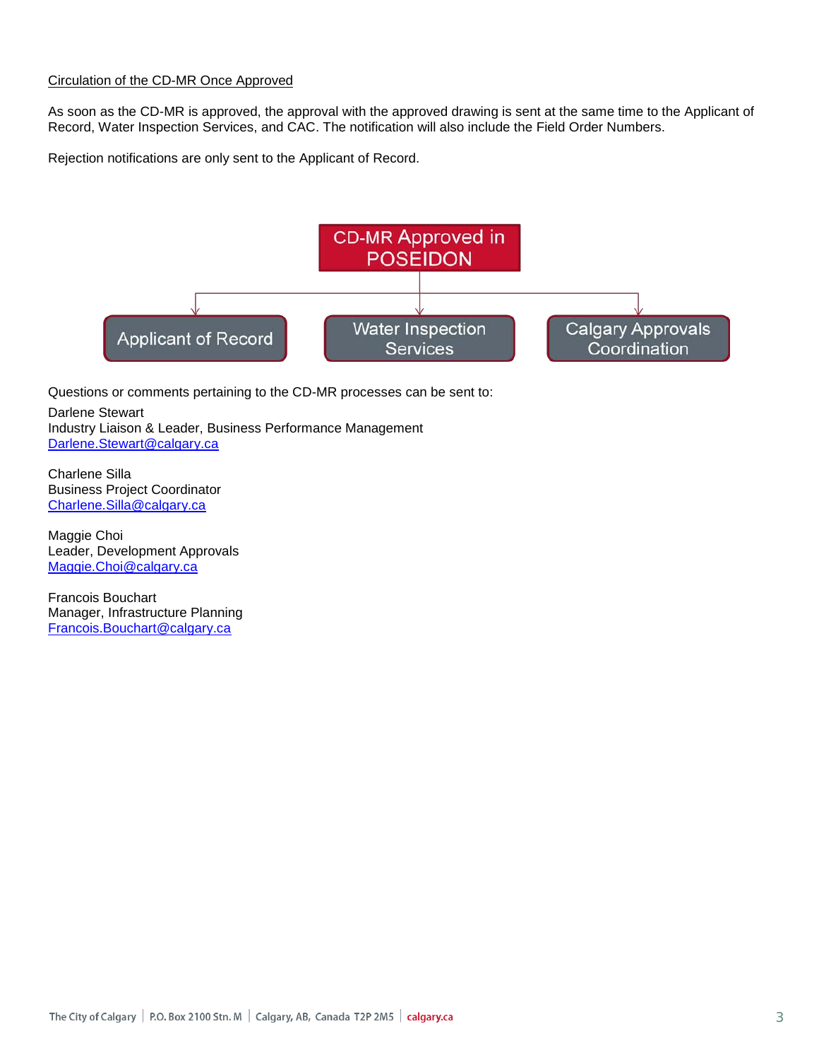Circulation of the CD-MR Once Approved

As soon as the CD-MR is approved, the approval with the approved drawing is sent at the same time to the Applicant of Record, Water Inspection Services, and CAC. The notification will also include the Field Order Numbers.

Rejection notifications are only sent to the Applicant of Record.

CD-MR Approved in POSEIDON

Applicant of Record

Water Inspection Services

Calgary Approvals Coordination

Questions or comments pertaining to the CD-MR processes can be sent to:

Darlene Stewart
Industry Liaison & Leader, Business Performance Management
Darlene.Stewart@calgary.ca

Charlene Silla
Business Project Coordinator
Charlene.Silla@calgary.ca

Maggie Choi
Leader, Development Approvals
Maggie.Choi@calgary.ca

Francois Bouchart
Manager, Infrastructure Planning
Francois.Bouchart@calgary.ca